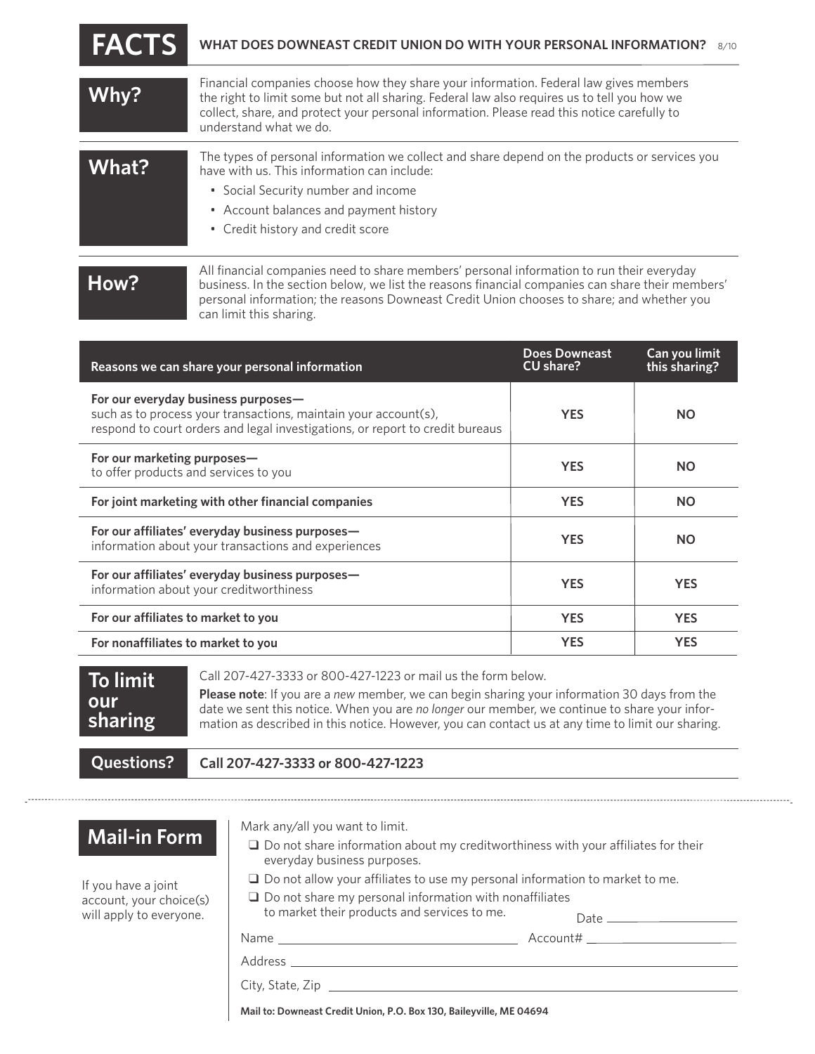# FACTS

**WHAT DOES DOWNEAST CREDIT UNION DO WITH YOUR PERSONAL INFORMATION?** 8/10

## Why?

Financial companies choose how they share your information. Federal law gives members the right to limit some but not all sharing. Federal law also requires us to tell you how we collect, share, and protect your personal information. Please read this notice carefully to understand what we do.

## What?

The types of personal information we collect and share depend on the products or services you have with us. This information can include:

- Social Security number and income
- Account balances and payment history
- Credit history and credit score

## How?

All financial companies need to share members' personal information to run their everyday business. In the section below, we list the reasons financial companies can share their members' personal information; the reasons Downeast Credit Union chooses to share; and whether you can limit this sharing.

| Reasons we can share your personal information | Does Downeast CU share? | Can you limit this sharing? |
|---|---|---|
| **For our everyday business purposes—** such as to process your transactions, maintain your account(s), respond to court orders and legal investigations, or report to credit bureaus | **YES** | **NO** |
| **For our marketing purposes—** to offer products and services to you | **YES** | **NO** |
| **For joint marketing with other financial companies** | **YES** | **NO** |
| **For our affiliates' everyday business purposes—** information about your transactions and experiences | **YES** | **NO** |
| **For our affiliates' everyday business purposes—** information about your creditworthiness | **YES** | **YES** |
| **For our affiliates to market to you** | **YES** | **YES** |
| **For nonaffiliates to market to you** | **YES** | **YES** |

## To limit our sharing

Call 207-427-3333 or 800-427-1223 or mail us the form below.

**Please note**: If you are a *new* member, we can begin sharing your information 30 days from the date we sent this notice. When you are *no longer* our member, we continue to share your information as described in this notice. However, you can contact us at any time to limit our sharing.

## Questions?

**Call 207-427-3333 or 800-427-1223**

---

## Mail-in Form

If you have a joint account, your choice(s) will apply to everyone.

Mark any/all you want to limit.

- ☐ Do not share information about my creditworthiness with your affiliates for their everyday business purposes.
- ☐ Do not allow your affiliates to use my personal information to market to me.
- ☐ Do not share my personal information with nonaffiliates to market their products and services to me.

Date ____________

Name ______________________ Account# ____________

Address ______________________

City, State, Zip ______________________

**Mail to: Downeast Credit Union, P.O. Box 130, Baileyville, ME 04694**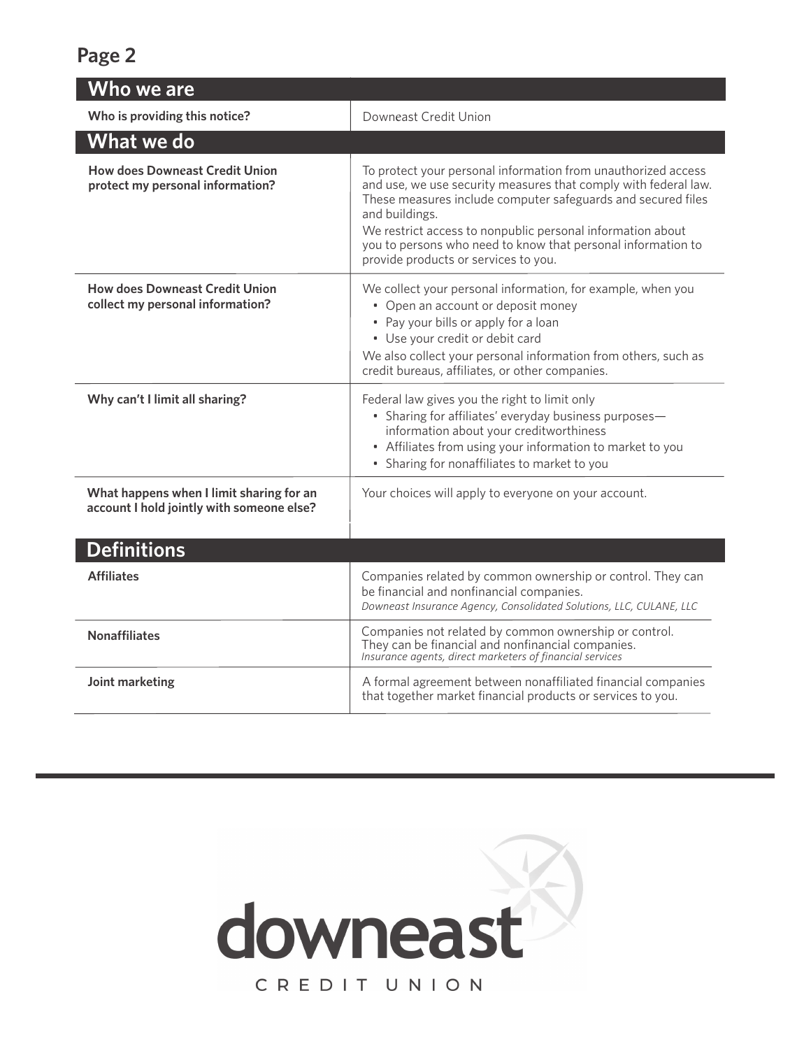| Who we are | |
|---|---|
| **Who is providing this notice?** | Downeast Credit Union |

| What we do | |
|---|---|
| **How does Downeast Credit Union protect my personal information?** | To protect your personal information from unauthorized access and use, we use security measures that comply with federal law. These measures include computer safeguards and secured files and buildings.<br>We restrict access to nonpublic personal information about you to persons who need to know that personal information to provide products or services to you. |
| **How does Downeast Credit Union collect my personal information?** | We collect your personal information, for example, when you<br>• Open an account or deposit money<br>• Pay your bills or apply for a loan<br>• Use your credit or debit card<br>We also collect your personal information from others, such as credit bureaus, affiliates, or other companies. |
| **Why can't I limit all sharing?** | Federal law gives you the right to limit only<br>• Sharing for affiliates' everyday business purposes—information about your creditworthiness<br>• Affiliates from using your information to market to you<br>• Sharing for nonaffiliates to market to you |
| **What happens when I limit sharing for an account I hold jointly with someone else?** | Your choices will apply to everyone on your account. |

| Definitions | |
|---|---|
| **Affiliates** | Companies related by common ownership or control. They can be financial and nonfinancial companies.<br>*Downeast Insurance Agency, Consolidated Solutions, LLC, CULANE, LLC* |
| **Nonaffiliates** | Companies not related by common ownership or control. They can be financial and nonfinancial companies.<br>*Insurance agents, direct marketers of financial services* |
| **Joint marketing** | A formal agreement between nonaffiliated financial companies that together market financial products or services to you. |

downeast

CREDIT UNION